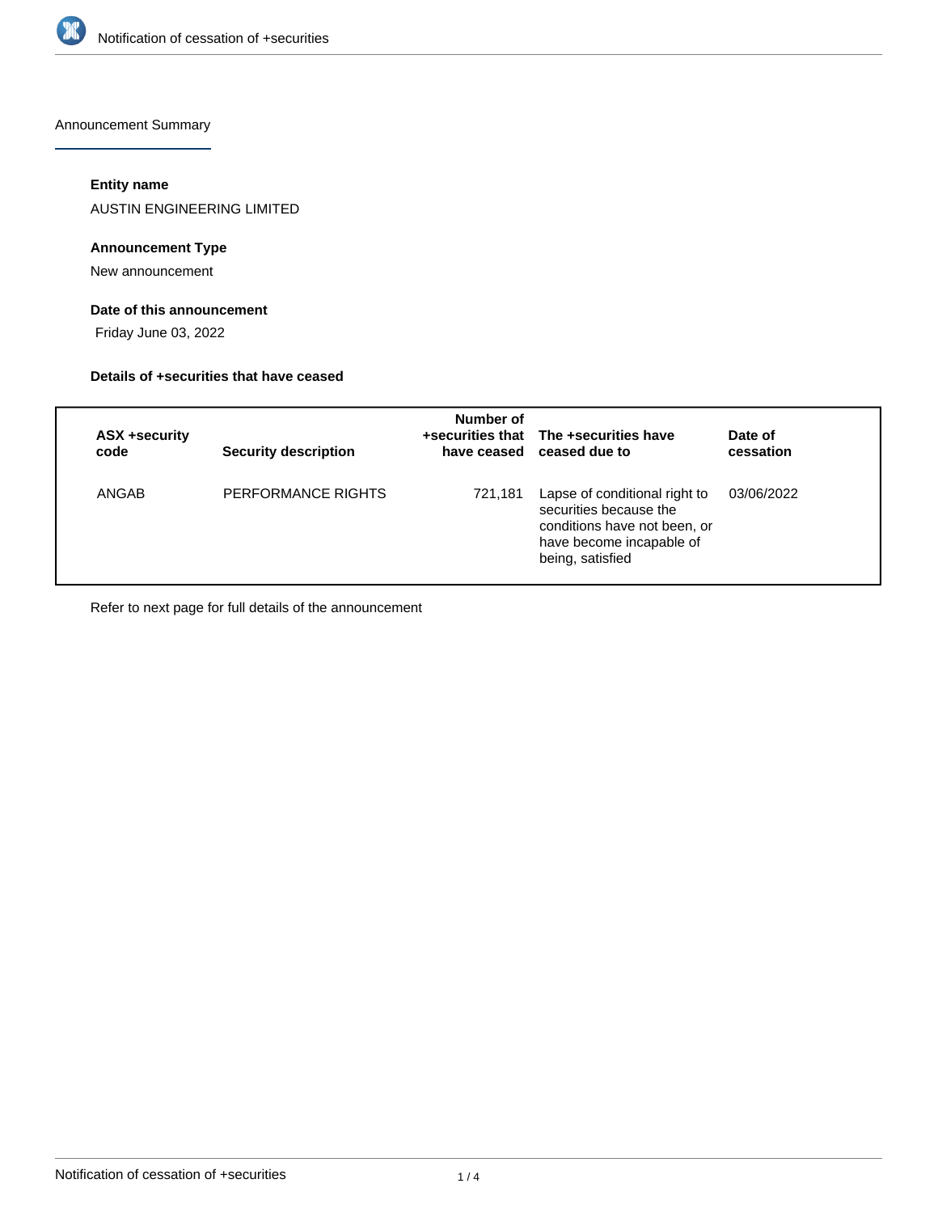Announcement Summary

#### Entity name

AUSTIN ENGINEERING LIMITED

#### Announcement Type

New announcement

#### Date of this announcement

Friday June 03, 2022

#### Details of +securities that have ceased

| ASX +security code | Security description | Number of +securities that have ceased | The +securities have ceased due to | Date of cessation |
|---|---|---|---|---|
| ANGAB | PERFORMANCE RIGHTS | 721,181 | Lapse of conditional right to securities because the conditions have not been, or have become incapable of being, satisfied | 03/06/2022 |

Refer to next page for full details of the announcement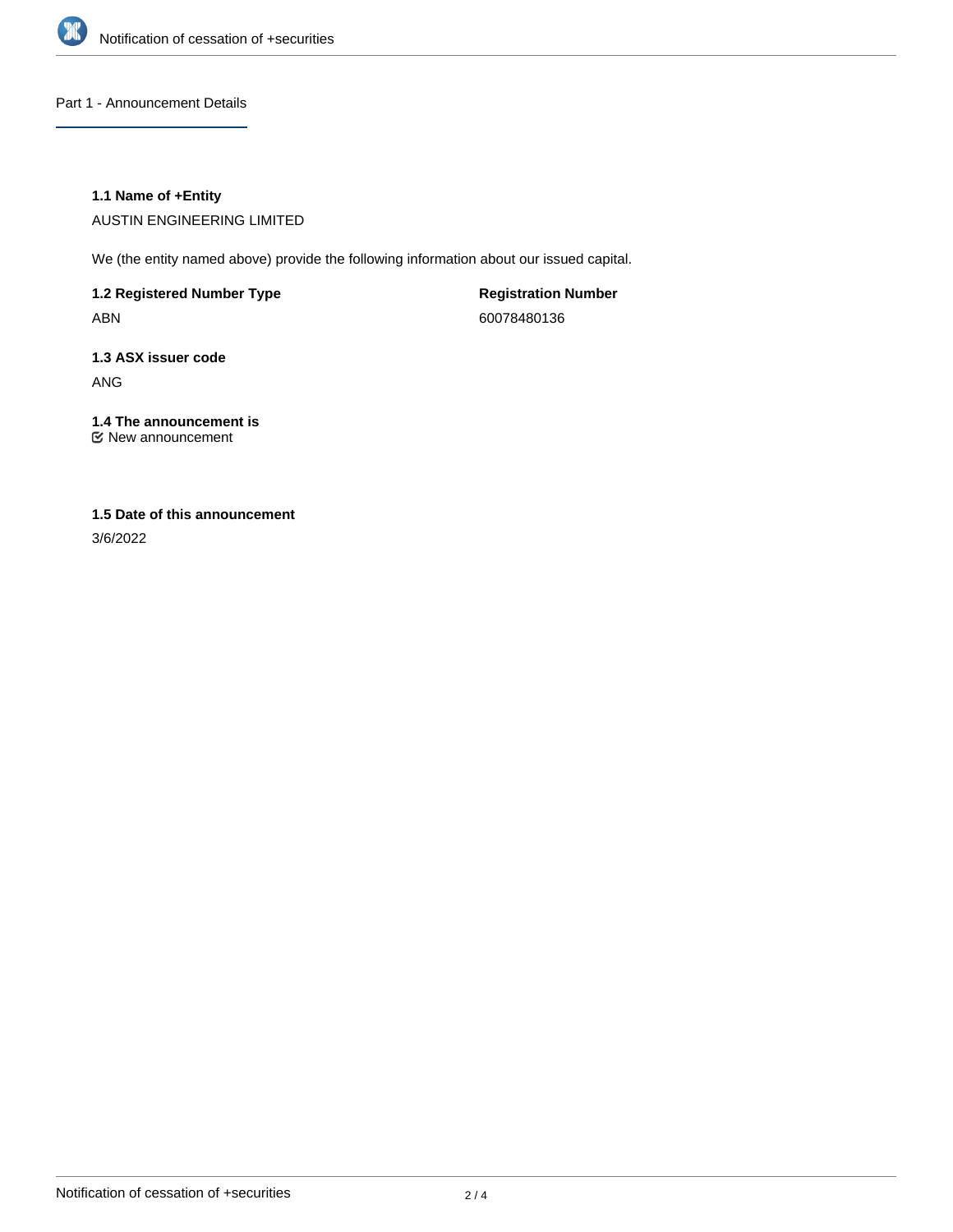## Part 1 - Announcement Details

### 1.1 Name of +Entity

AUSTIN ENGINEERING LIMITED

We (the entity named above) provide the following information about our issued capital.

**1.2 Registered Number Type**

ABN

**Registration Number**

60078480136

### 1.3 ASX issuer code

ANG

### 1.4 The announcement is

☑ New announcement

### 1.5 Date of this announcement

3/6/2022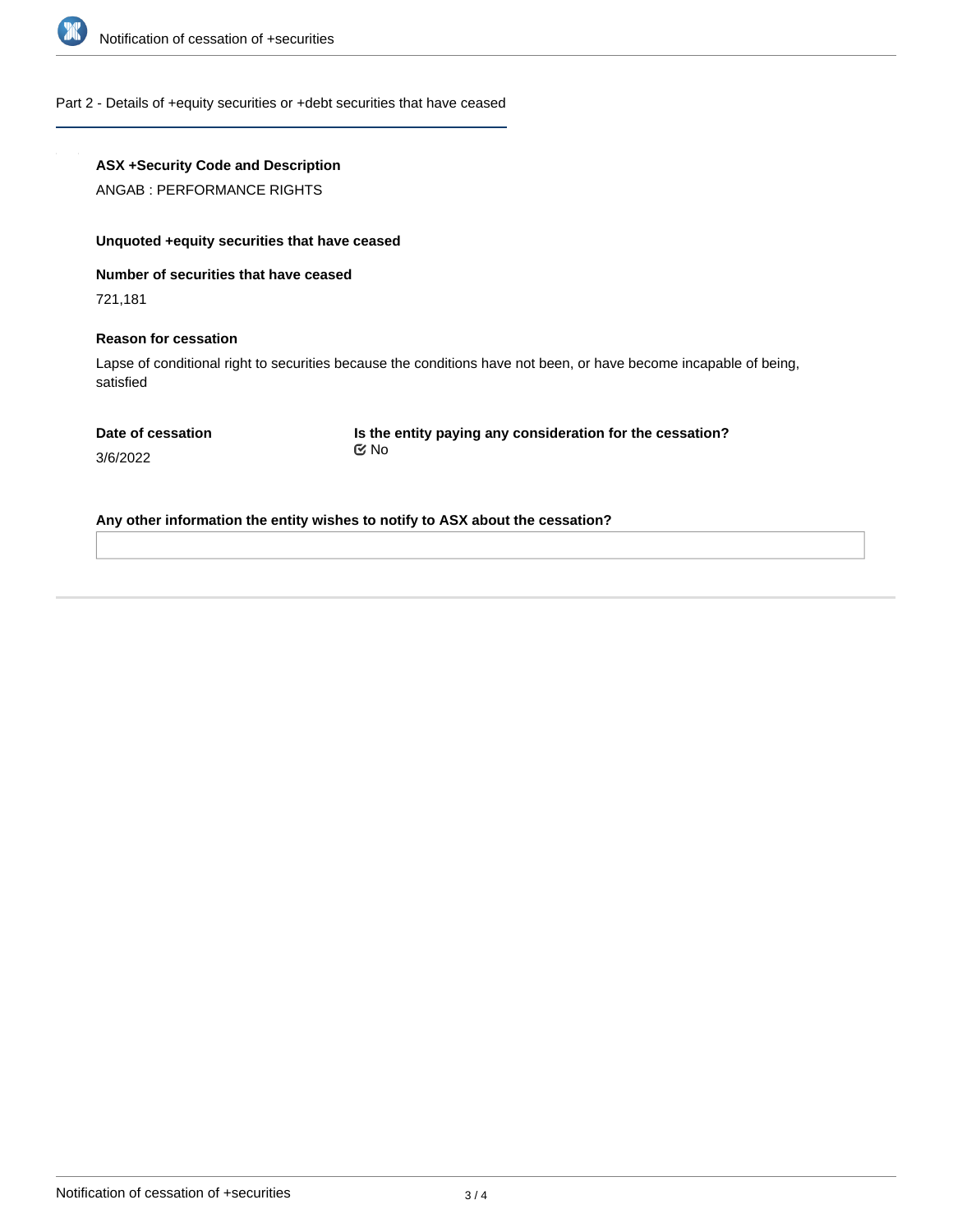## Part 2 - Details of +equity securities or +debt securities that have ceased

**ASX +Security Code and Description**

ANGAB : PERFORMANCE RIGHTS

**Unquoted +equity securities that have ceased**

**Number of securities that have ceased**

721,181

**Reason for cessation**

Lapse of conditional right to securities because the conditions have not been, or have become incapable of being, satisfied

**Date of cessation**

3/6/2022

**Is the entity paying any consideration for the cessation?**

No

**Any other information the entity wishes to notify to ASX about the cessation?**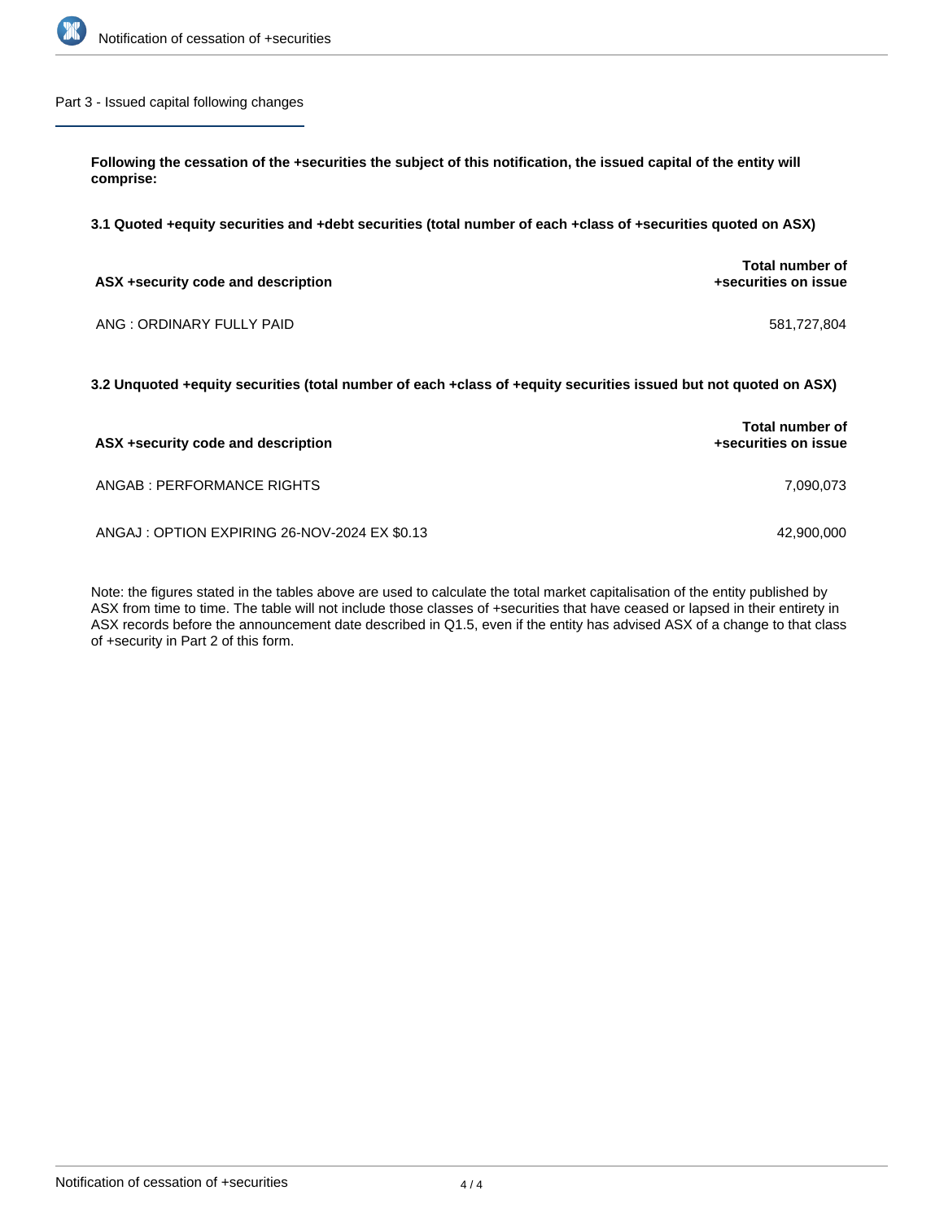## Part 3 - Issued capital following changes

**Following the cessation of the +securities the subject of this notification, the issued capital of the entity will comprise:**

**3.1 Quoted +equity securities and +debt securities (total number of each +class of +securities quoted on ASX)**

| ASX +security code and description | Total number of +securities on issue |
| --- | --- |
| ANG : ORDINARY FULLY PAID | 581,727,804 |

**3.2 Unquoted +equity securities (total number of each +class of +equity securities issued but not quoted on ASX)**

| ASX +security code and description | Total number of +securities on issue |
| --- | --- |
| ANGAB : PERFORMANCE RIGHTS | 7,090,073 |
| ANGAJ : OPTION EXPIRING 26-NOV-2024 EX $0.13 | 42,900,000 |

Note: the figures stated in the tables above are used to calculate the total market capitalisation of the entity published by ASX from time to time. The table will not include those classes of +securities that have ceased or lapsed in their entirety in ASX records before the announcement date described in Q1.5, even if the entity has advised ASX of a change to that class of +security in Part 2 of this form.